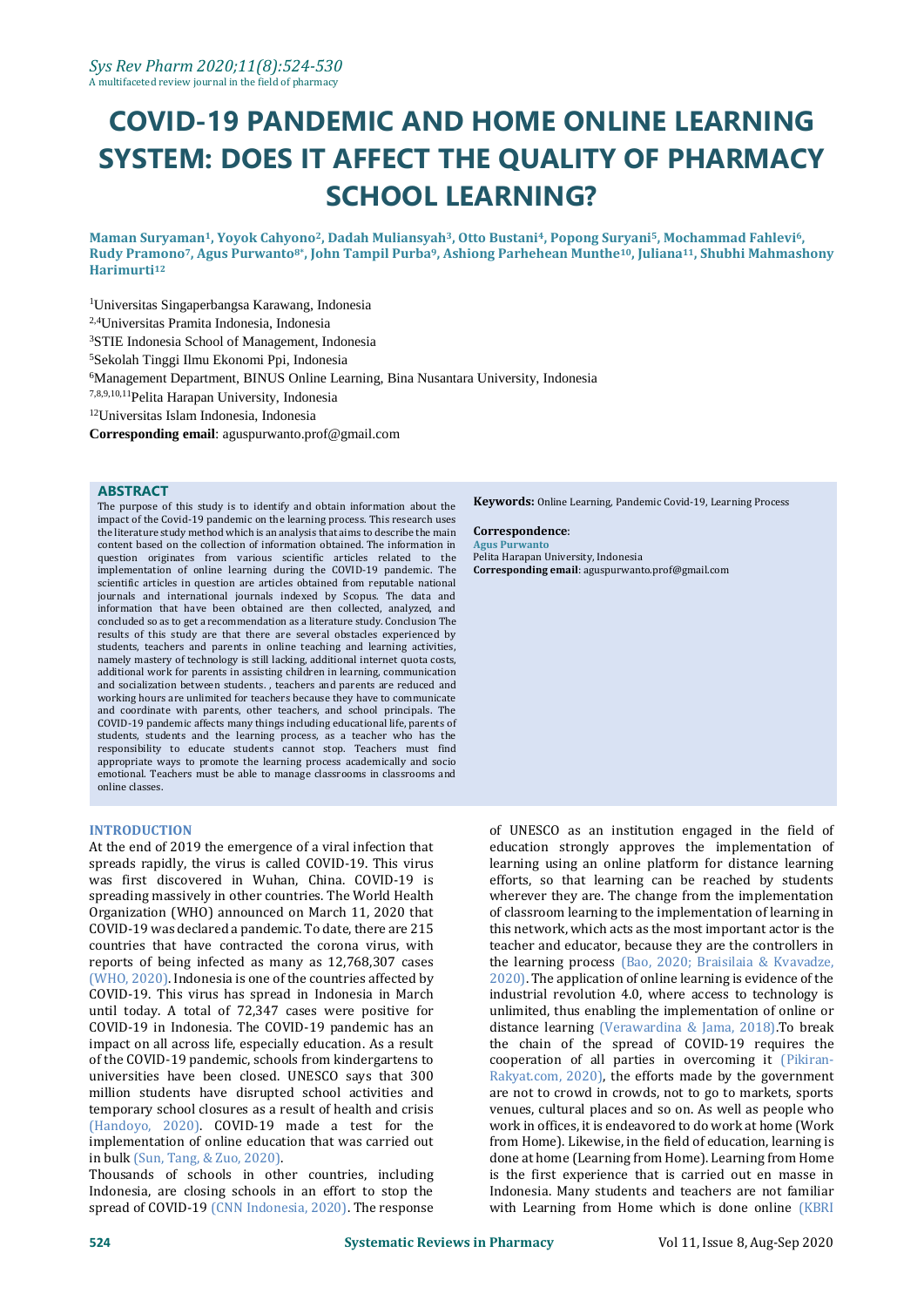# COVID-19 PANDEMIC AND HOME ONLINE LEARNING SYSTEM: DOES IT AFFECT THE QUALITY OF PHARMACY SCHOOL LEARNING?

**Maman Suryaman[1], Yoyok Cahyono[2], Dadah Muliansyah[3], Otto Bustani[4], Popong Suryani[5], Mochammad Fahlevi[6], Rudy Pramono[7], Agus Purwanto[8*], John Tampil Purba[9], Ashiong Parhehean Munthe[10], Juliana[11], Shubhi Mahmashony Harimurti[12]**

[1]Universitas Singaperbangsa Karawang, Indonesia
[2,4]Universitas Pramita Indonesia, Indonesia
[3]STIE Indonesia School of Management, Indonesia
[5]Sekolah Tinggi Ilmu Ekonomi Ppi, Indonesia
[6]Management Department, BINUS Online Learning, Bina Nusantara University, Indonesia
[7,8,9,10,11]Pelita Harapan University, Indonesia
[12]Universitas Islam Indonesia, Indonesia
**Corresponding email**: aguspurwanto.prof@gmail.com

## ABSTRACT

The purpose of this study is to identify and obtain information about the impact of the Covid-19 pandemic on the learning process. This research uses the literature study method which is an analysis that aims to describe the main content based on the collection of information obtained. The information in question originates from various scientific articles related to the implementation of online learning during the COVID-19 pandemic. The scientific articles in question are articles obtained from reputable national journals and international journals indexed by Scopus. The data and information that have been obtained are then collected, analyzed, and concluded so as to get a recommendation as a literature study. Conclusion The results of this study are that there are several obstacles experienced by students, teachers and parents in online teaching and learning activities, namely mastery of technology is still lacking, additional internet quota costs, additional work for parents in assisting children in learning, communication and socialization between students. , teachers and parents are reduced and working hours are unlimited for teachers because they have to communicate and coordinate with parents, other teachers, and school principals. The COVID-19 pandemic affects many things including educational life, parents of students, students and the learning process, as a teacher who has the responsibility to educate students cannot stop. Teachers must find appropriate ways to promote the learning process academically and socio emotional. Teachers must be able to manage classrooms in classrooms and online classes.

**Keywords:** Online Learning, Pandemic Covid-19, Learning Process

**Correspondence**:
Agus Purwanto
Pelita Harapan University, Indonesia
**Corresponding email**: aguspurwanto.prof@gmail.com

## INTRODUCTION

At the end of 2019 the emergence of a viral infection that spreads rapidly, the virus is called COVID-19. This virus was first discovered in Wuhan, China. COVID-19 is spreading massively in other countries. The World Health Organization (WHO) announced on March 11, 2020 that COVID-19 was declared a pandemic. To date, there are 215 countries that have contracted the corona virus, with reports of being infected as many as 12,768,307 cases (WHO, 2020). Indonesia is one of the countries affected by COVID-19. This virus has spread in Indonesia in March until today. A total of 72,347 cases were positive for COVID-19 in Indonesia. The COVID-19 pandemic has an impact on all across life, especially education. As a result of the COVID-19 pandemic, schools from kindergartens to universities have been closed. UNESCO says that 300 million students have disrupted school activities and temporary school closures as a result of health and crisis (Handoyo, 2020). COVID-19 made a test for the implementation of online education that was carried out in bulk (Sun, Tang, & Zuo, 2020).

Thousands of schools in other countries, including Indonesia, are closing schools in an effort to stop the spread of COVID-19 (CNN Indonesia, 2020). The response of UNESCO as an institution engaged in the field of education strongly approves the implementation of learning using an online platform for distance learning efforts, so that learning can be reached by students wherever they are. The change from the implementation of classroom learning to the implementation of learning in this network, which acts as the most important actor is the teacher and educator, because they are the controllers in the learning process (Bao, 2020; Braisilaia & Kvavadze, 2020). The application of online learning is evidence of the industrial revolution 4.0, where access to technology is unlimited, thus enabling the implementation of online or distance learning (Verawardina & Jama, 2018).To break the chain of the spread of COVID-19 requires the cooperation of all parties in overcoming it (Pikiran-Rakyat.com, 2020), the efforts made by the government are not to crowd in crowds, not to go to markets, sports venues, cultural places and so on. As well as people who work in offices, it is endeavored to do work at home (Work from Home). Likewise, in the field of education, learning is done at home (Learning from Home). Learning from Home is the first experience that is carried out en masse in Indonesia. Many students and teachers are not familiar with Learning from Home which is done online (KBRI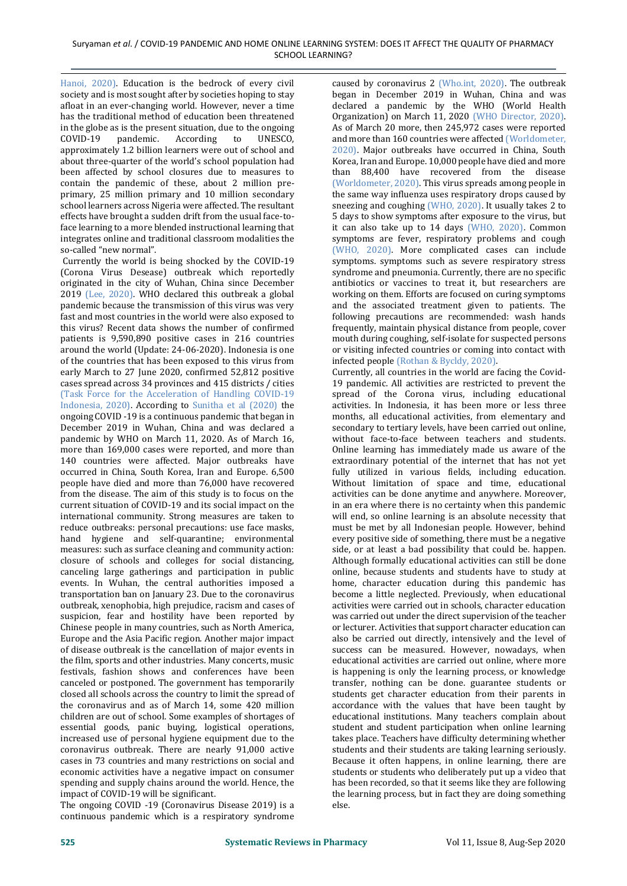Hanoi, 2020). Education is the bedrock of every civil society and is most sought after by societies hoping to stay afloat in an ever-changing world. However, never a time has the traditional method of education been threatened in the globe as is the present situation, due to the ongoing COVID-19 pandemic. According to UNESCO, approximately 1.2 billion learners were out of school and about three-quarter of the world's school population had been affected by school closures due to measures to contain the pandemic of these, about 2 million pre-primary, 25 million primary and 10 million secondary school learners across Nigeria were affected. The resultant effects have brought a sudden drift from the usual face-to-face learning to a more blended instructional learning that integrates online and traditional classroom modalities the so-called "new normal".

Currently the world is being shocked by the COVID-19 (Corona Virus Desease) outbreak which reportedly originated in the city of Wuhan, China since December 2019 (Lee, 2020). WHO declared this outbreak a global pandemic because the transmission of this virus was very fast and most countries in the world were also exposed to this virus? Recent data shows the number of confirmed patients is 9,590,890 positive cases in 216 countries around the world (Update: 24-06-2020). Indonesia is one of the countries that has been exposed to this virus from early March to 27 June 2020, confirmed 52,812 positive cases spread across 34 provinces and 415 districts / cities (Task Force for the Acceleration of Handling COVID-19 Indonesia, 2020). According to Sunitha et al (2020) the ongoing COVID -19 is a continuous pandemic that began in December 2019 in Wuhan, China and was declared a pandemic by WHO on March 11, 2020. As of March 16, more than 169,000 cases were reported, and more than 140 countries were affected. Major outbreaks have occurred in China, South Korea, Iran and Europe. 6,500 people have died and more than 76,000 have recovered from the disease. The aim of this study is to focus on the current situation of COVID-19 and its social impact on the international community. Strong measures are taken to reduce outbreaks: personal precautions: use face masks, hand hygiene and self-quarantine; environmental measures: such as surface cleaning and community action: closure of schools and colleges for social distancing, canceling large gatherings and participation in public events. In Wuhan, the central authorities imposed a transportation ban on January 23. Due to the coronavirus outbreak, xenophobia, high prejudice, racism and cases of suspicion, fear and hostility have been reported by Chinese people in many countries, such as North America, Europe and the Asia Pacific region. Another major impact of disease outbreak is the cancellation of major events in the film, sports and other industries. Many concerts, music festivals, fashion shows and conferences have been canceled or postponed. The government has temporarily closed all schools across the country to limit the spread of the coronavirus and as of March 14, some 420 million children are out of school. Some examples of shortages of essential goods, panic buying, logistical operations, increased use of personal hygiene equipment due to the coronavirus outbreak. There are nearly 91,000 active cases in 73 countries and many restrictions on social and economic activities have a negative impact on consumer spending and supply chains around the world. Hence, the impact of COVID-19 will be significant.

The ongoing COVID -19 (Coronavirus Disease 2019) is a continuous pandemic which is a respiratory syndrome caused by coronavirus 2 (Who.int, 2020). The outbreak began in December 2019 in Wuhan, China and was declared a pandemic by the WHO (World Health Organization) on March 11, 2020 (WHO Director, 2020). As of March 20 more, then 245,972 cases were reported and more than 160 countries were affected (Worldometer, 2020). Major outbreaks have occurred in China, South Korea, Iran and Europe. 10,000 people have died and more than 88,400 have recovered from the disease (Worldometer, 2020). This virus spreads among people in the same way influenza uses respiratory drops caused by sneezing and coughing (WHO, 2020). It usually takes 2 to 5 days to show symptoms after exposure to the virus, but it can also take up to 14 days (WHO, 2020). Common symptoms are fever, respiratory problems and cough (WHO, 2020). More complicated cases can include symptoms. symptoms such as severe respiratory stress syndrome and pneumonia. Currently, there are no specific antibiotics or vaccines to treat it, but researchers are working on them. Efforts are focused on curing symptoms and the associated treatment given to patients. The following precautions are recommended: wash hands frequently, maintain physical distance from people, cover mouth during coughing, self-isolate for suspected persons or visiting infected countries or coming into contact with infected people (Rothan & Bycldy, 2020).

Currently, all countries in the world are facing the Covid-19 pandemic. All activities are restricted to prevent the spread of the Corona virus, including educational activities. In Indonesia, it has been more or less three months, all educational activities, from elementary and secondary to tertiary levels, have been carried out online, without face-to-face between teachers and students. Online learning has immediately made us aware of the extraordinary potential of the internet that has not yet fully utilized in various fields, including education. Without limitation of space and time, educational activities can be done anytime and anywhere. Moreover, in an era where there is no certainty when this pandemic will end, so online learning is an absolute necessity that must be met by all Indonesian people. However, behind every positive side of something, there must be a negative side, or at least a bad possibility that could be. happen. Although formally educational activities can still be done online, because students and students have to study at home, character education during this pandemic has become a little neglected. Previously, when educational activities were carried out in schools, character education was carried out under the direct supervision of the teacher or lecturer. Activities that support character education can also be carried out directly, intensively and the level of success can be measured. However, nowadays, when educational activities are carried out online, where more is happening is only the learning process, or knowledge transfer, nothing can be done. guarantee students or students get character education from their parents in accordance with the values that have been taught by educational institutions. Many teachers complain about student and student participation when online learning takes place. Teachers have difficulty determining whether students and their students are taking learning seriously. Because it often happens, in online learning, there are students or students who deliberately put up a video that has been recorded, so that it seems like they are following the learning process, but in fact they are doing something else.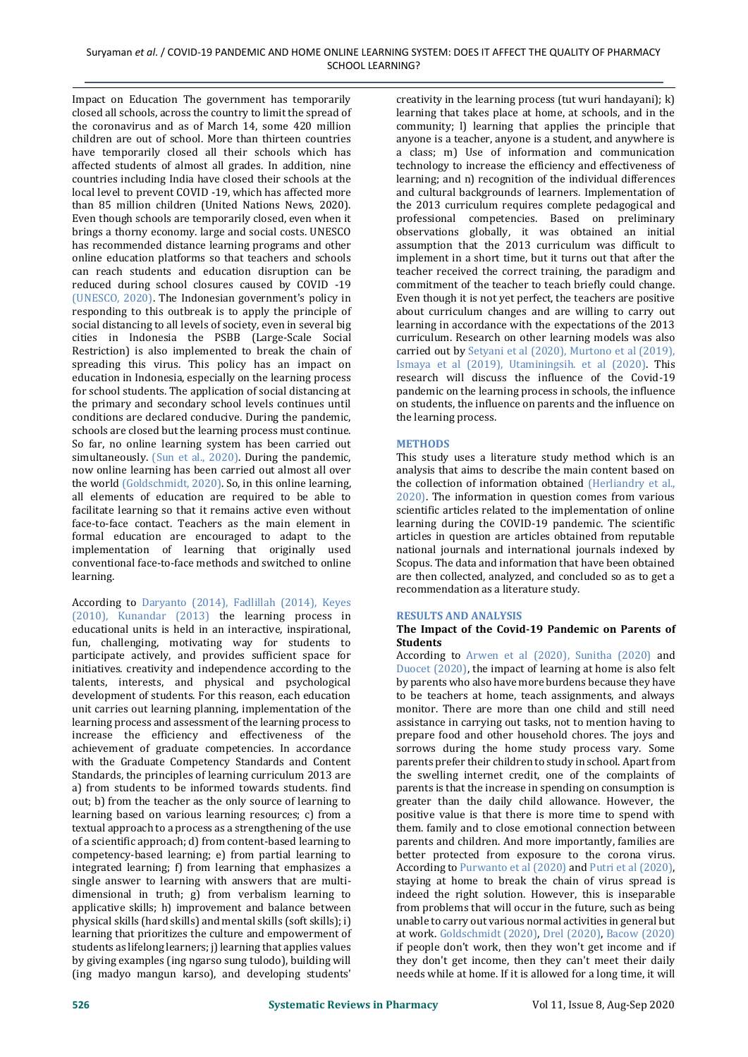Impact on Education The government has temporarily closed all schools, across the country to limit the spread of the coronavirus and as of March 14, some 420 million children are out of school. More than thirteen countries have temporarily closed all their schools which has affected students of almost all grades. In addition, nine countries including India have closed their schools at the local level to prevent COVID -19, which has affected more than 85 million children (United Nations News, 2020). Even though schools are temporarily closed, even when it brings a thorny economy. large and social costs. UNESCO has recommended distance learning programs and other online education platforms so that teachers and schools can reach students and education disruption can be reduced during school closures caused by COVID -19 (UNESCO, 2020). The Indonesian government's policy in responding to this outbreak is to apply the principle of social distancing to all levels of society, even in several big cities in Indonesia the PSBB (Large-Scale Social Restriction) is also implemented to break the chain of spreading this virus. This policy has an impact on education in Indonesia, especially on the learning process for school students. The application of social distancing at the primary and secondary school levels continues until conditions are declared conducive. During the pandemic, schools are closed but the learning process must continue. So far, no online learning system has been carried out simultaneously. (Sun et al., 2020). During the pandemic, now online learning has been carried out almost all over the world (Goldschmidt, 2020). So, in this online learning, all elements of education are required to be able to facilitate learning so that it remains active even without face-to-face contact. Teachers as the main element in formal education are encouraged to adapt to the implementation of learning that originally used conventional face-to-face methods and switched to online learning.

According to Daryanto (2014), Fadlillah (2014), Keyes (2010), Kunandar (2013) the learning process in educational units is held in an interactive, inspirational, fun, challenging, motivating way for students to participate actively, and provides sufficient space for initiatives. creativity and independence according to the talents, interests, and physical and psychological development of students. For this reason, each education unit carries out learning planning, implementation of the learning process and assessment of the learning process to increase the efficiency and effectiveness of the achievement of graduate competencies. In accordance with the Graduate Competency Standards and Content Standards, the principles of learning curriculum 2013 are a) from students to be informed towards students. find out; b) from the teacher as the only source of learning to learning based on various learning resources; c) from a textual approach to a process as a strengthening of the use of a scientific approach; d) from content-based learning to competency-based learning; e) from partial learning to integrated learning; f) from learning that emphasizes a single answer to learning with answers that are multi-dimensional in truth; g) from verbalism learning to applicative skills; h) improvement and balance between physical skills (hard skills) and mental skills (soft skills); i) learning that prioritizes the culture and empowerment of students as lifelong learners; j) learning that applies values by giving examples (ing ngarso sung tulodo), building will (ing madyo mangun karso), and developing students' creativity in the learning process (tut wuri handayani); k) learning that takes place at home, at schools, and in the community; l) learning that applies the principle that anyone is a teacher, anyone is a student, and anywhere is a class; m) Use of information and communication technology to increase the efficiency and effectiveness of learning; and n) recognition of the individual differences and cultural backgrounds of learners. Implementation of the 2013 curriculum requires complete pedagogical and professional competencies. Based on preliminary observations globally, it was obtained an initial assumption that the 2013 curriculum was difficult to implement in a short time, but it turns out that after the teacher received the correct training, the paradigm and commitment of the teacher to teach briefly could change. Even though it is not yet perfect, the teachers are positive about curriculum changes and are willing to carry out learning in accordance with the expectations of the 2013 curriculum. Research on other learning models was also carried out by Setyani et al (2020), Murtono et al (2019), Ismaya et al (2019), Utaminingsih. et al (2020). This research will discuss the influence of the Covid-19 pandemic on the learning process in schools, the influence on students, the influence on parents and the influence on the learning process.

## METHODS

This study uses a literature study method which is an analysis that aims to describe the main content based on the collection of information obtained (Herliandry et al., 2020). The information in question comes from various scientific articles related to the implementation of online learning during the COVID-19 pandemic. The scientific articles in question are articles obtained from reputable national journals and international journals indexed by Scopus. The data and information that have been obtained are then collected, analyzed, and concluded so as to get a recommendation as a literature study.

## RESULTS AND ANALYSIS

### The Impact of the Covid-19 Pandemic on Parents of Students

According to Arwen et al (2020), Sunitha (2020) and Duocet (2020), the impact of learning at home is also felt by parents who also have more burdens because they have to be teachers at home, teach assignments, and always monitor. There are more than one child and still need assistance in carrying out tasks, not to mention having to prepare food and other household chores. The joys and sorrows during the home study process vary. Some parents prefer their children to study in school. Apart from the swelling internet credit, one of the complaints of parents is that the increase in spending on consumption is greater than the daily child allowance. However, the positive value is that there is more time to spend with them. family and to close emotional connection between parents and children. And more importantly, families are better protected from exposure to the corona virus. According to Purwanto et al (2020) and Putri et al (2020), staying at home to break the chain of virus spread is indeed the right solution. However, this is inseparable from problems that will occur in the future, such as being unable to carry out various normal activities in general but at work. Goldschmidt (2020), Drel (2020), Bacow (2020) if people don't work, then they won't get income and if they don't get income, then they can't meet their daily needs while at home. If it is allowed for a long time, it will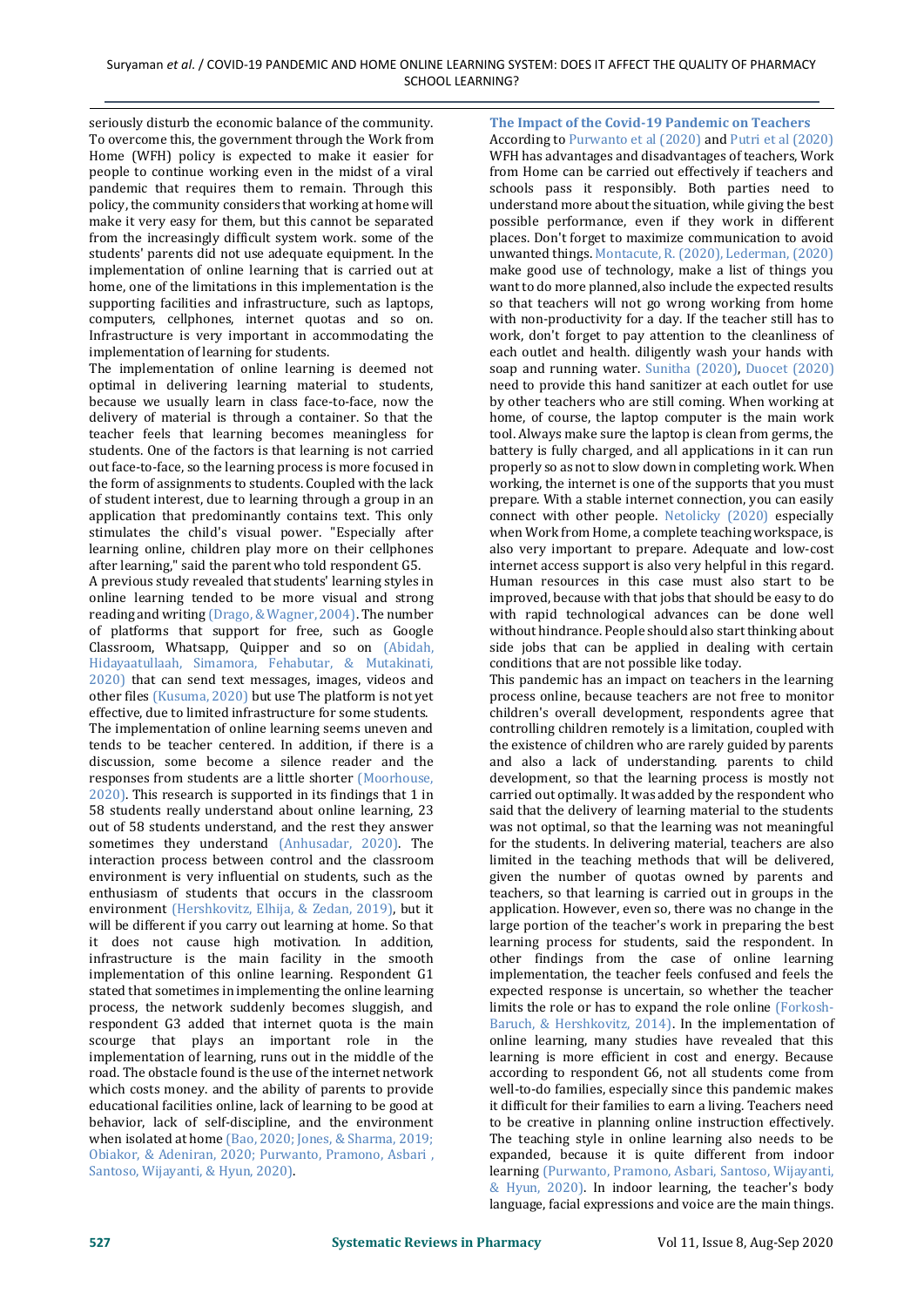seriously disturb the economic balance of the community. To overcome this, the government through the Work from Home (WFH) policy is expected to make it easier for people to continue working even in the midst of a viral pandemic that requires them to remain. Through this policy, the community considers that working at home will make it very easy for them, but this cannot be separated from the increasingly difficult system work. some of the students' parents did not use adequate equipment. In the implementation of online learning that is carried out at home, one of the limitations in this implementation is the supporting facilities and infrastructure, such as laptops, computers, cellphones, internet quotas and so on. Infrastructure is very important in accommodating the implementation of learning for students.

The implementation of online learning is deemed not optimal in delivering learning material to students, because we usually learn in class face-to-face, now the delivery of material is through a container. So that the teacher feels that learning becomes meaningless for students. One of the factors is that learning is not carried out face-to-face, so the learning process is more focused in the form of assignments to students. Coupled with the lack of student interest, due to learning through a group in an application that predominantly contains text. This only stimulates the child's visual power. "Especially after learning online, children play more on their cellphones after learning," said the parent who told respondent G5.

A previous study revealed that students' learning styles in online learning tended to be more visual and strong reading and writing (Drago, & Wagner, 2004). The number of platforms that support for free, such as Google Classroom, Whatsapp, Quipper and so on (Abidah, Hidayaatullaah, Simamora, Fehabutar, & Mutakinati, 2020) that can send text messages, images, videos and other files (Kusuma, 2020) but use The platform is not yet effective, due to limited infrastructure for some students.

The implementation of online learning seems uneven and tends to be teacher centered. In addition, if there is a discussion, some become a silence reader and the responses from students are a little shorter (Moorhouse, 2020). This research is supported in its findings that 1 in 58 students really understand about online learning, 23 out of 58 students understand, and the rest they answer sometimes they understand (Anhusadar, 2020). The interaction process between control and the classroom environment is very influential on students, such as the enthusiasm of students that occurs in the classroom environment (Hershkovitz, Elhija, & Zedan, 2019), but it will be different if you carry out learning at home. So that it does not cause high motivation. In addition, infrastructure is the main facility in the smooth implementation of this online learning. Respondent G1 stated that sometimes in implementing the online learning process, the network suddenly becomes sluggish, and respondent G3 added that internet quota is the main scourge that plays an important role in the implementation of learning, runs out in the middle of the road. The obstacle found is the use of the internet network which costs money. and the ability of parents to provide educational facilities online, lack of learning to be good at behavior, lack of self-discipline, and the environment when isolated at home (Bao, 2020; Jones, & Sharma, 2019; Obiakor, & Adeniran, 2020; Purwanto, Pramono, Asbari , Santoso, Wijayanti, & Hyun, 2020).

### The Impact of the Covid-19 Pandemic on Teachers

According to Purwanto et al (2020) and Putri et al (2020) WFH has advantages and disadvantages for teachers, Work from Home can be carried out effectively if teachers and schools pass it responsibly. Both parties need to understand more about the situation, while giving the best possible performance, even if they work in different places. Don't forget to maximize communication to avoid unwanted things. Montacute, R. (2020), Lederman, (2020) make good use of technology, make a list of things you want to do more planned, also include the expected results so that teachers will not go wrong working from home with non-productivity for a day. If the teacher still has to work, don't forget to pay attention to the cleanliness of each outlet and health. diligently wash your hands with soap and running water. Sunitha (2020), Duocet (2020) need to provide this hand sanitizer at each outlet for use by other teachers who are still coming. When working at home, of course, the laptop computer is the main work tool. Always make sure the laptop is clean from germs, the battery is fully charged, and all applications in it can run properly so as not to slow down in completing work. When working, the internet is one of the supports that you must prepare. With a stable internet connection, you can easily connect with other people. Netolicky (2020) especially when Work from Home, a complete teaching workspace, is also very important to prepare. Adequate and low-cost internet access support is also very helpful in this regard. Human resources in this case must also start to be improved, because with that jobs that should be easy to do with rapid technological advances can be done well without hindrance. People should also start thinking about side jobs that can be applied in dealing with certain conditions that are not possible like today.

This pandemic has an impact on teachers in the learning process online, because teachers are not free to monitor children's overall development, respondents agree that controlling children remotely is a limitation, coupled with the existence of children who are rarely guided by parents and also a lack of understanding. parents to child development, so that the learning process is mostly not carried out optimally. It was added by the respondent who said that the delivery of learning material to the students was not optimal, so that the learning was not meaningful for the students. In delivering material, teachers are also limited in the teaching methods that will be delivered, given the number of quotas owned by parents and teachers, so that learning is carried out in groups in the application. However, even so, there was no change in the large portion of the teacher's work in preparing the best learning process for students, said the respondent. In other findings from the case of online learning implementation, the teacher feels confused and feels the expected response is uncertain, so whether the teacher limits the role or has to expand the role online (Forkosh-Baruch, & Hershkovitz, 2014). In the implementation of online learning, many studies have revealed that this learning is more efficient in cost and energy. Because according to respondent G6, not all students come from well-to-do families, especially since this pandemic makes it difficult for their families to earn a living. Teachers need to be creative in planning online instruction effectively. The teaching style in online learning also needs to be expanded, because it is quite different from indoor learning (Purwanto, Pramono, Asbari, Santoso, Wijayanti, & Hyun, 2020). In indoor learning, the teacher's body language, facial expressions and voice are the main things.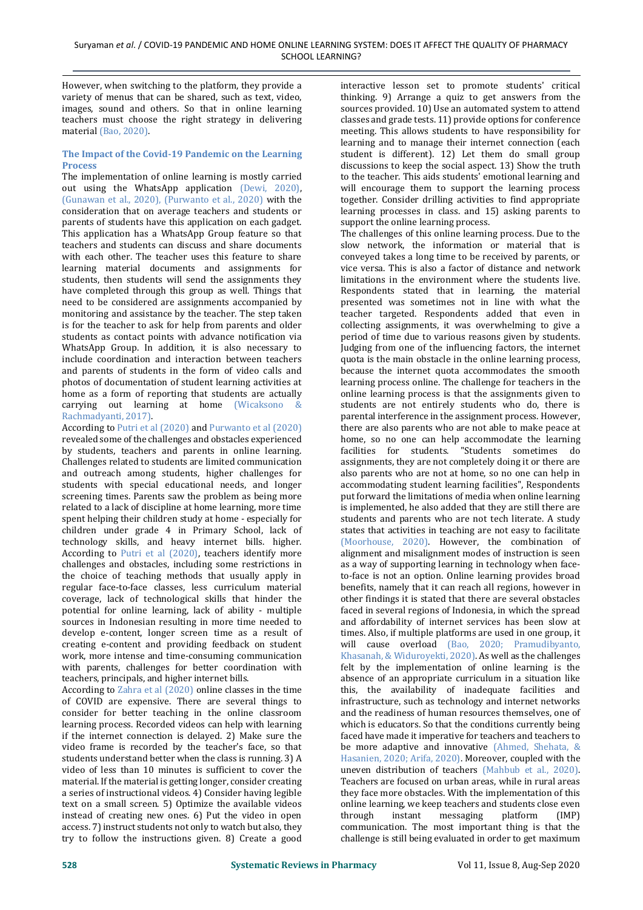However, when switching to the platform, they provide a variety of menus that can be shared, such as text, video, images, sound and others. So that in online learning teachers must choose the right strategy in delivering material (Bao, 2020).

### The Impact of the Covid-19 Pandemic on the Learning Process

The implementation of online learning is mostly carried out using the WhatsApp application (Dewi, 2020), (Gunawan et al., 2020), (Purwanto et al., 2020) with the consideration that on average teachers and students or parents of students have this application on each gadget. This application has a WhatsApp Group feature so that teachers and students can discuss and share documents with each other. The teacher uses this feature to share learning material documents and assignments for students, then students will send the assignments they have completed through this group as well. Things that need to be considered are assignments accompanied by monitoring and assistance by the teacher. The step taken is for the teacher to ask for help from parents and older students as contact points with advance notification via WhatsApp Group. In addition, it is also necessary to include coordination and interaction between teachers and parents of students in the form of video calls and photos of documentation of student learning activities at home as a form of reporting that students are actually carrying out learning at home (Wicaksono & Rachmadyanti, 2017).

According to Putri et al (2020) and Purwanto et al (2020) revealed some of the challenges and obstacles experienced by students, teachers and parents in online learning. Challenges related to students are limited communication and outreach among students, higher challenges for students with special educational needs, and longer screening times. Parents saw the problem as being more related to a lack of discipline at home learning, more time spent helping their children study at home - especially for children under grade 4 in Primary School, lack of technology skills, and heavy internet bills. higher. According to Putri et al (2020), teachers identify more challenges and obstacles, including some restrictions in the choice of teaching methods that usually apply in regular face-to-face classes, less curriculum material coverage, lack of technological skills that hinder the potential for online learning, lack of ability - multiple sources in Indonesian resulting in more time needed to develop e-content, longer screen time as a result of creating e-content and providing feedback on student work, more intense and time-consuming communication with parents, challenges for better coordination with teachers, principals, and higher internet bills.

According to Zahra et al (2020) online classes in the time of COVID are expensive. There are several things to consider for better teaching in the online classroom learning process. Recorded videos can help with learning if the internet connection is delayed. 2) Make sure the video frame is recorded by the teacher's face, so that students understand better when the class is running. 3) A video of less than 10 minutes is sufficient to cover the material. If the material is getting longer, consider creating a series of instructional videos. 4) Consider having legible text on a small screen. 5) Optimize the available videos instead of creating new ones. 6) Put the video in open access. 7) instruct students not only to watch but also, they try to follow the instructions given. 8) Create a good interactive lesson set to promote students' critical thinking. 9) Arrange a quiz to get answers from the sources provided. 10) Use an automated system to attend classes and grade tests. 11) provide options for conference meeting. This allows students to have responsibility for learning and to manage their internet connection (each student is different). 12) Let them do small group discussions to keep the social aspect. 13) Show the truth to the teacher. This aids students' emotional learning and will encourage them to support the learning process together. Consider drilling activities to find appropriate learning processes in class. and 15) asking parents to support the online learning process.

The challenges of this online learning process. Due to the slow network, the information or material that is conveyed takes a long time to be received by parents, or vice versa. This is also a factor of distance and network limitations in the environment where the students live. Respondents stated that in learning, the material presented was sometimes not in line with what the teacher targeted. Respondents added that even in collecting assignments, it was overwhelming to give a period of time due to various reasons given by students. Judging from one of the influencing factors, the internet quota is the main obstacle in the online learning process, because the internet quota accommodates the smooth learning process online. The challenge for teachers in the online learning process is that the assignments given to students are not entirely students who do, there is parental interference in the assignment process. However, there are also parents who are not able to make peace at home, so no one can help accommodate the learning facilities for students. "Students sometimes do assignments, they are not completely doing it or there are also parents who are not at home, so no one can help in accommodating student learning facilities", Respondents put forward the limitations of media when online learning is implemented, he also added that they are still there are students and parents who are not tech literate. A study states that activities in teaching are not easy to facilitate (Moorhouse, 2020). However, the combination of alignment and misalignment modes of instruction is seen as a way of supporting learning in technology when face-to-face is not an option. Online learning provides broad benefits, namely that it can reach all regions, however in other findings it is stated that there are several obstacles faced in several regions of Indonesia, in which the spread and affordability of internet services has been slow at times. Also, if multiple platforms are used in one group, it will cause overload (Bao, 2020; Pramudibyanto, Khasanah, & Widuroyekti, 2020). As well as the challenges felt by the implementation of online learning is the absence of an appropriate curriculum in a situation like this, the availability of inadequate facilities and infrastructure, such as technology and internet networks and the readiness of human resources themselves, one of which is educators. So that the conditions currently being faced have made it imperative for teachers and teachers to be more adaptive and innovative (Ahmed, Shehata, & Hasanien, 2020; Arifa, 2020). Moreover, coupled with the uneven distribution of teachers (Mahbub et al., 2020). Teachers are focused on urban areas, while in rural areas they face more obstacles. With the implementation of this online learning, we keep teachers and students close even through instant messaging platform (IMP) communication. The most important thing is that the challenge is still being evaluated in order to get maximum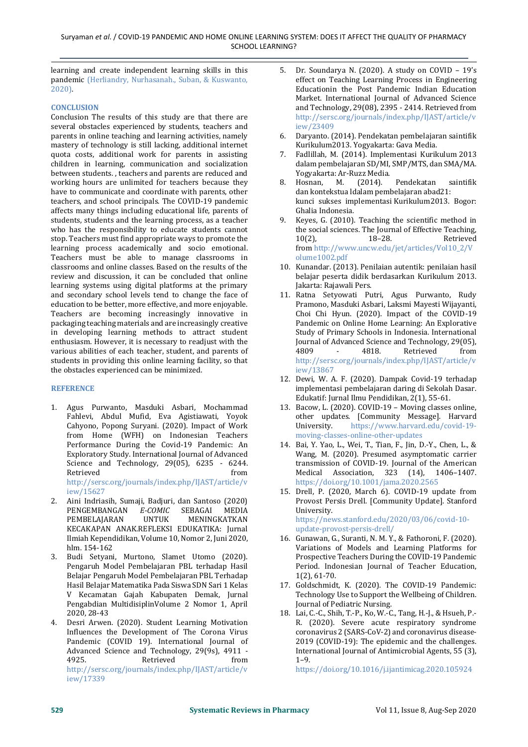learning and create independent learning skills in this pandemic (Herliandry, Nurhasanah., Suban, & Kuswanto, 2020).

## CONCLUSION

Conclusion The results of this study are that there are several obstacles experienced by students, teachers and parents in online teaching and learning activities, namely mastery of technology is still lacking, additional internet quota costs, additional work for parents in assisting children in learning, communication and socialization between students. , teachers and parents are reduced and working hours are unlimited for teachers because they have to communicate and coordinate with parents, other teachers, and school principals. The COVID-19 pandemic affects many things including educational life, parents of students, students and the learning process, as a teacher who has the responsibility to educate students cannot stop. Teachers must find appropriate ways to promote the learning process academically and socio emotional. Teachers must be able to manage classrooms in classrooms and online classes. Based on the results of the review and discussion, it can be concluded that online learning systems using digital platforms at the primary and secondary school levels tend to change the face of education to be better, more effective, and more enjoyable. Teachers are becoming increasingly innovative in packaging teaching materials and are increasingly creative in developing learning methods to attract student enthusiasm. However, it is necessary to readjust with the various abilities of each teacher, student, and parents of students in providing this online learning facility, so that the obstacles experienced can be minimized.

## REFERENCE

1. Agus Purwanto, Masduki Asbari, Mochammad Fahlevi, Abdul Mufid, Eva Agistiawati, Yoyok Cahyono, Popong Suryani. (2020). Impact of Work from Home (WFH) on Indonesian Teachers Performance During the Covid-19 Pandemic: An Exploratory Study. International Journal of Advanced Science and Technology, 29(05), 6235 - 6244. Retrieved from http://sersc.org/journals/index.php/IJAST/article/view/15627
2. Aini Indriasih, Sumaji, Badjuri, dan Santoso (2020) PENGEMBANGAN *E-COMIC* SEBAGAI MEDIA PEMBELAJARAN UNTUK MENINGKATKAN KECAKAPAN ANAK.REFLEKSI EDUKATIKA: Jurnal Ilmiah Kependidikan, Volume 10, Nomor 2, Juni 2020, hlm. 154-162
3. Budi Setyani, Murtono, Slamet Utomo (2020). Pengaruh Model Pembelajaran PBL terhadap Hasil Belajar Pengaruh Model Pembelajaran PBL Terhadap Hasil Belajar Matematika Pada Siswa SDN Sari 1 Kelas V Kecamatan Gajah Kabupaten Demak, Jurnal Pengabdian MultidisiplinVolume 2 Nomor 1, April 2020, 28-43
4. Desri Arwen. (2020). Student Learning Motivation Influences the Development of The Corona Virus Pandemic (COVID 19). International Journal of Advanced Science and Technology, 29(9s), 4911 - 4925. Retrieved from http://sersc.org/journals/index.php/IJAST/article/view/17339
5. Dr. Soundarya N. (2020). A study on COVID – 19's effect on Teaching Learning Process in Engineering Educationin the Post Pandemic Indian Education Market. International Journal of Advanced Science and Technology, 29(08), 2395 - 2414. Retrieved from http://sersc.org/journals/index.php/IJAST/article/view/23409
6. Daryanto. (2014). Pendekatan pembelajaran saintifik Kurikulum2013. Yogyakarta: Gava Media.
7. Fadlillah, M. (2014). Implementasi Kurikulum 2013 dalam pembelajaran SD/MI, SMP/MTS, dan SMA/MA. Yogyakarta: Ar-Ruzz Media.
8. Hosnan, M. (2014). Pendekatan saintifik dan kontekstua ldalam pembelajaran abad21: kunci sukses implementasi Kurikulum2013. Bogor: Ghalia Indonesia.
9. Keyes, G. (2010). Teaching the scientific method in the social sciences. The Journal of Effective Teaching, 10(2), 18–28. Retrieved from http://www.uncw.edu/jet/articles/Vol10_2/Volume1002.pdf
10. Kunandar. (2013). Penilaian autentik: penilaian hasil belajar peserta didik berdasarkan Kurikulum 2013. Jakarta: Rajawali Pers.
11. Ratna Setyowati Putri, Agus Purwanto, Rudy Pramono, Masduki Asbari, Laksmi Mayesti Wijayanti, Choi Chi Hyun. (2020). Impact of the COVID-19 Pandemic on Online Home Learning: An Explorative Study of Primary Schools in Indonesia. International Journal of Advanced Science and Technology, 29(05), 4809 - 4818. Retrieved from http://sersc.org/journals/index.php/IJAST/article/view/13867
12. Dewi, W. A. F. (2020). Dampak Covid-19 terhadap implementasi pembelajaran daring di Sekolah Dasar. Edukatif: Jurnal Ilmu Pendidikan, 2(1), 55-61.
13. Bacow, L. (2020). COVID-19 – Moving classes online, other updates. [Community Message]. Harvard University. https://www.harvard.edu/covid-19-moving-classes-online-other-updates
14. Bai, Y. Yao, L., Wei, T., Tian, F., Jin, D.-Y., Chen, L., & Wang, M. (2020). Presumed asymptomatic carrier transmission of COVID-19. Journal of the American Medical Association, 323 (14), 1406–1407. https://doi.org/10.1001/jama.2020.2565
15. Drell, P. (2020, March 6). COVID-19 update from Provost Persis Drell. [Community Update]. Stanford University. https://news.stanford.edu/2020/03/06/covid-10-update-provost-persis-drell/
16. Gunawan, G., Suranti, N. M. Y., & Fathoroni, F. (2020). Variations of Models and Learning Platforms for Prospective Teachers During the COVID-19 Pandemic Period. Indonesian Journal of Teacher Education, 1(2), 61-70.
17. Goldschmidt, K. (2020). The COVID-19 Pandemic: Technology Use to Support the Wellbeing of Children. Journal of Pediatric Nursing.
18. Lai, C.-C., Shih, T.-P., Ko, W.-C., Tang, H.-J., & Hsueh, P.-R. (2020). Severe acute respiratory syndrome coronavirus 2 (SARS-CoV-2) and coronavirus disease-2019 (COVID-19): The epidemic and the challenges. International Journal of Antimicrobial Agents, 55 (3), 1–9. https://doi.org/10.1016/j.ijantimicag.2020.105924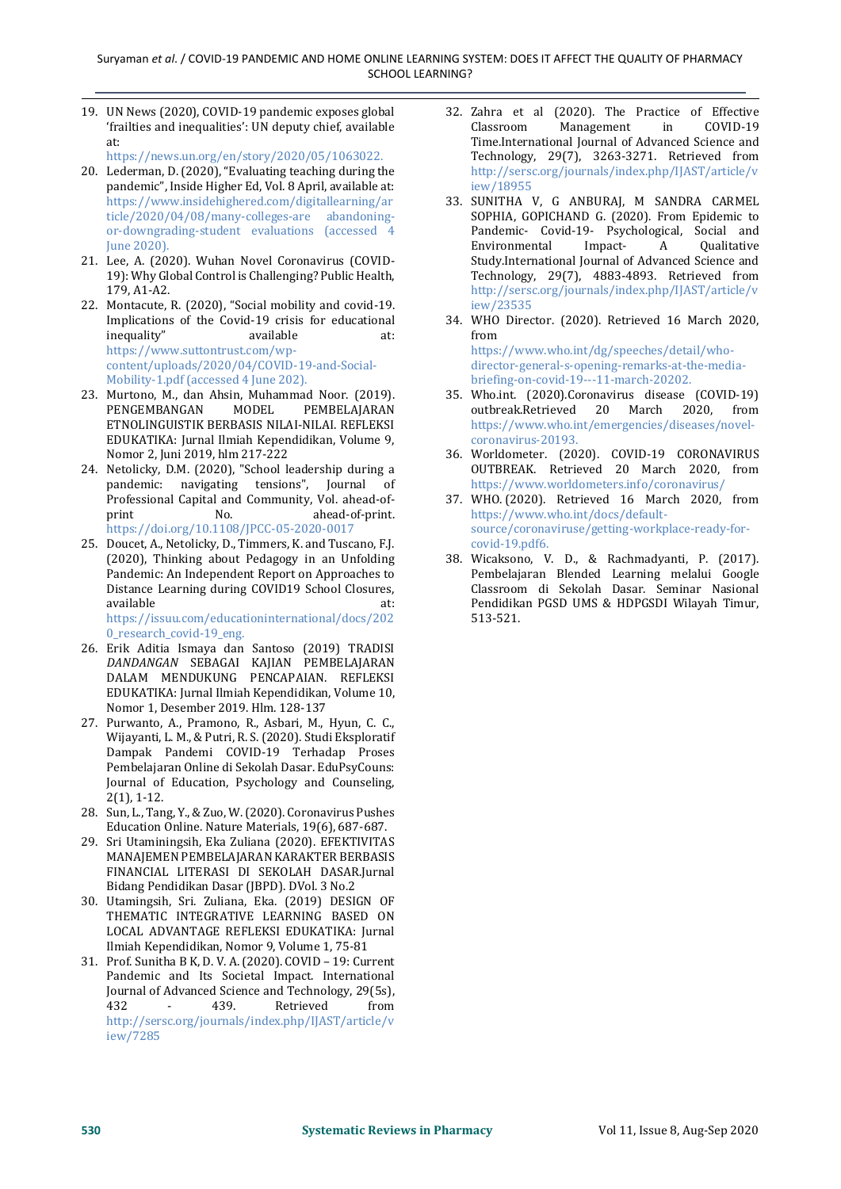19. UN News (2020), COVID-19 pandemic exposes global 'frailties and inequalities': UN deputy chief, available at: https://news.un.org/en/story/2020/05/1063022.
20. Lederman, D. (2020), "Evaluating teaching during the pandemic", Inside Higher Ed, Vol. 8 April, available at: https://www.insidehighered.com/digitallearning/article/2020/04/08/many-colleges-are abandoning-or-downgrading-student evaluations (accessed 4 June 2020).
21. Lee, A. (2020). Wuhan Novel Coronavirus (COVID-19): Why Global Control is Challenging? Public Health, 179, A1-A2.
22. Montacute, R. (2020), "Social mobility and covid-19. Implications of the Covid-19 crisis for educational inequality" available at: https://www.suttontrust.com/wp-content/uploads/2020/04/COVID-19-and-Social-Mobility-1.pdf (accessed 4 June 202).
23. Murtono, M., dan Ahsin, Muhammad Noor. (2019). PENGEMBANGAN MODEL PEMBELAJARAN ETNOLINGUISTIK BERBASIS NILAI-NILAI. REFLEKSI EDUKATIKA: Jurnal Ilmiah Kependidikan, Volume 9, Nomor 2, Juni 2019, hlm 217-222
24. Netolicky, D.M. (2020), "School leadership during a pandemic: navigating tensions", Journal of Professional Capital and Community, Vol. ahead-of-print No. ahead-of-print. https://doi.org/10.1108/JPCC-05-2020-0017
25. Doucet, A., Netolicky, D., Timmers, K. and Tuscano, F.J. (2020), Thinking about Pedagogy in an Unfolding Pandemic: An Independent Report on Approaches to Distance Learning during COVID19 School Closures, available at: https://issuu.com/educationinternational/docs/2020_research_covid-19_eng.
26. Erik Aditia Ismaya dan Santoso (2019) TRADISI *DANDANGAN* SEBAGAI KAJIAN PEMBELAJARAN DALAM MENDUKUNG PENCAPAIAN. REFLEKSI EDUKATIKA: Jurnal Ilmiah Kependidikan, Volume 10, Nomor 1, Desember 2019. Hlm. 128-137
27. Purwanto, A., Pramono, R., Asbari, M., Hyun, C. C., Wijayanti, L. M., & Putri, R. S. (2020). Studi Eksploratif Dampak Pandemi COVID-19 Terhadap Proses Pembelajaran Online di Sekolah Dasar. EduPsyCouns: Journal of Education, Psychology and Counseling, 2(1), 1-12.
28. Sun, L., Tang, Y., & Zuo, W. (2020). Coronavirus Pushes Education Online. Nature Materials, 19(6), 687-687.
29. Sri Utaminingsih, Eka Zuliana (2020). EFEKTIVITAS MANAJEMEN PEMBELAJARAN KARAKTER BERBASIS FINANCIAL LITERASI DI SEKOLAH DASAR.Jurnal Bidang Pendidikan Dasar (JBPD). DVol. 3 No.2
30. Utamingsih, Sri. Zuliana, Eka. (2019) DESIGN OF THEMATIC INTEGRATIVE LEARNING BASED ON LOCAL ADVANTAGE REFLEKSI EDUKATIKA: Jurnal Ilmiah Kependidikan, Nomor 9, Volume 1, 75-81
31. Prof. Sunitha B K, D. V. A. (2020). COVID – 19: Current Pandemic and Its Societal Impact. International Journal of Advanced Science and Technology, 29(5s), 432 - 439. Retrieved from http://sersc.org/journals/index.php/IJAST/article/view/7285
32. Zahra et al (2020). The Practice of Effective Classroom Management in COVID-19 Time.International Journal of Advanced Science and Technology, 29(7), 3263-3271. Retrieved from http://sersc.org/journals/index.php/IJAST/article/view/18955
33. SUNITHA V, G ANBURAJ, M SANDRA CARMEL SOPHIA, GOPICHAND G. (2020). From Epidemic to Pandemic- Covid-19- Psychological, Social and Environmental Impact- A Qualitative Study.International Journal of Advanced Science and Technology, 29(7), 4883-4893. Retrieved from http://sersc.org/journals/index.php/IJAST/article/view/23535
34. WHO Director. (2020). Retrieved 16 March 2020, from https://www.who.int/dg/speeches/detail/who-director-general-s-opening-remarks-at-the-media-briefing-on-covid-19---11-march-20202.
35. Who.int. (2020).Coronavirus disease (COVID-19) outbreak.Retrieved 20 March 2020, from https://www.who.int/emergencies/diseases/novel-coronavirus-20193.
36. Worldometer. (2020). COVID-19 CORONAVIRUS OUTBREAK. Retrieved 20 March 2020, from https://www.worldometers.info/coronavirus/
37. WHO. (2020). Retrieved 16 March 2020, from https://www.who.int/docs/default-source/coronaviruse/getting-workplace-ready-for-covid-19.pdf6.
38. Wicaksono, V. D., & Rachmadyanti, P. (2017). Pembelajaran Blended Learning melalui Google Classroom di Sekolah Dasar. Seminar Nasional Pendidikan PGSD UMS & HDPGSDI Wilayah Timur, 513-521.